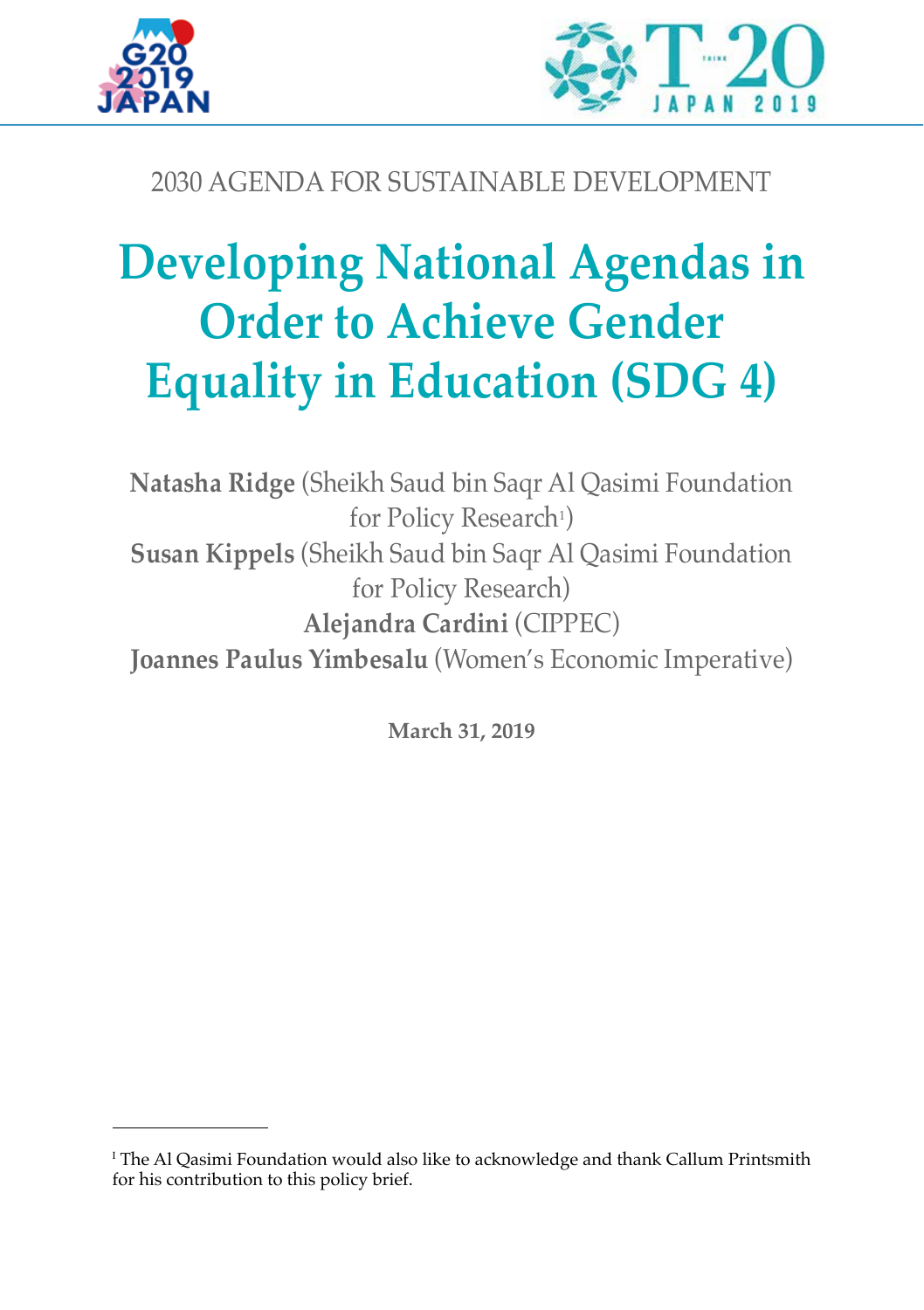2030 AGENDA FOR SUSTAINABLE DEVELOPMENT

# Developing National Agendas in Order to Achieve Gender Equality in Education (SDG 4)

**Natasha Ridge** (Sheikh Saud bin Saqr Al Qasimi Foundation for Policy Research[1])
**Susan Kippels** (Sheikh Saud bin Saqr Al Qasimi Foundation for Policy Research)
**Alejandra Cardini** (CIPPEC)
**Joannes Paulus Yimbesalu** (Women's Economic Imperative)

**March 31, 2019**

[1] The Al Qasimi Foundation would also like to acknowledge and thank Callum Printsmith for his contribution to this policy brief.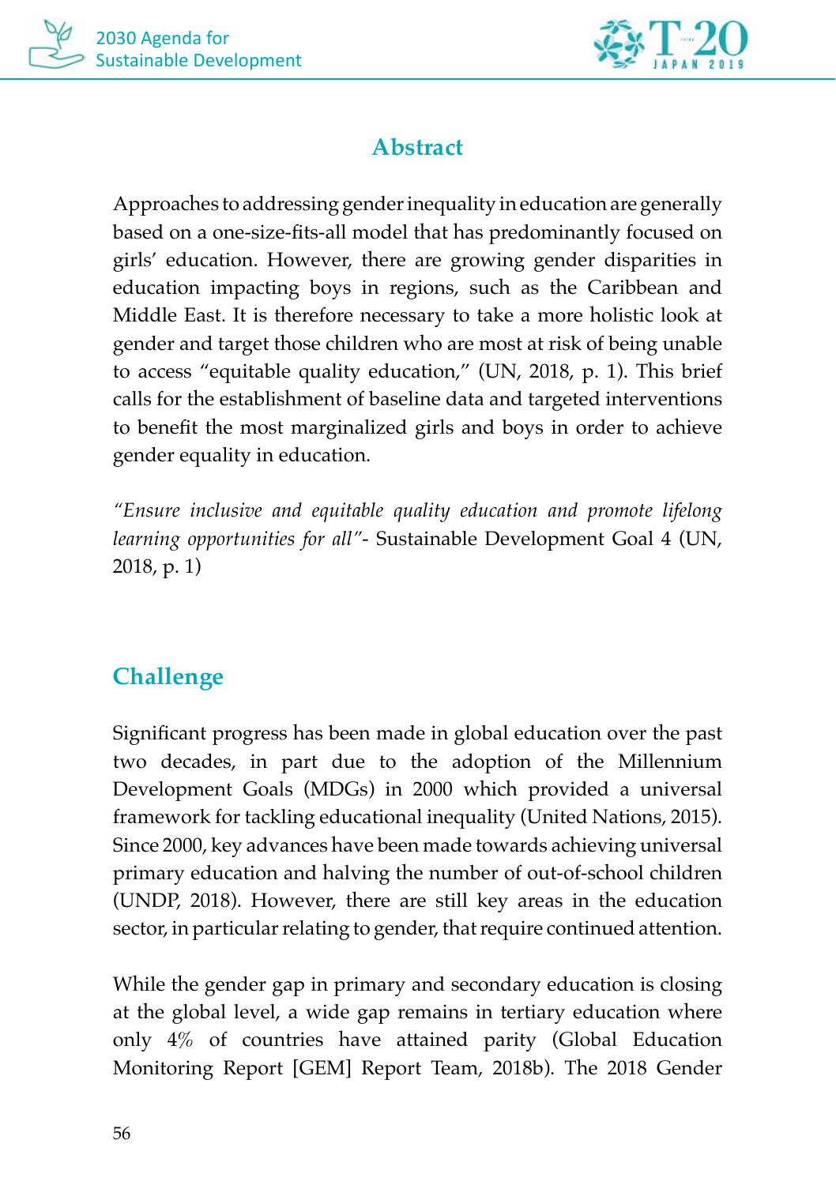## Abstract

Approaches to addressing gender inequality in education are generally based on a one-size-fits-all model that has predominantly focused on girls' education. However, there are growing gender disparities in education impacting boys in regions, such as the Caribbean and Middle East. It is therefore necessary to take a more holistic look at gender and target those children who are most at risk of being unable to access "equitable quality education," (UN, 2018, p. 1). This brief calls for the establishment of baseline data and targeted interventions to benefit the most marginalized girls and boys in order to achieve gender equality in education.

*"Ensure inclusive and equitable quality education and promote lifelong learning opportunities for all"*- Sustainable Development Goal 4 (UN, 2018, p. 1)

## Challenge

Significant progress has been made in global education over the past two decades, in part due to the adoption of the Millennium Development Goals (MDGs) in 2000 which provided a universal framework for tackling educational inequality (United Nations, 2015). Since 2000, key advances have been made towards achieving universal primary education and halving the number of out-of-school children (UNDP, 2018). However, there are still key areas in the education sector, in particular relating to gender, that require continued attention.

While the gender gap in primary and secondary education is closing at the global level, a wide gap remains in tertiary education where only 4% of countries have attained parity (Global Education Monitoring Report [GEM] Report Team, 2018b). The 2018 Gender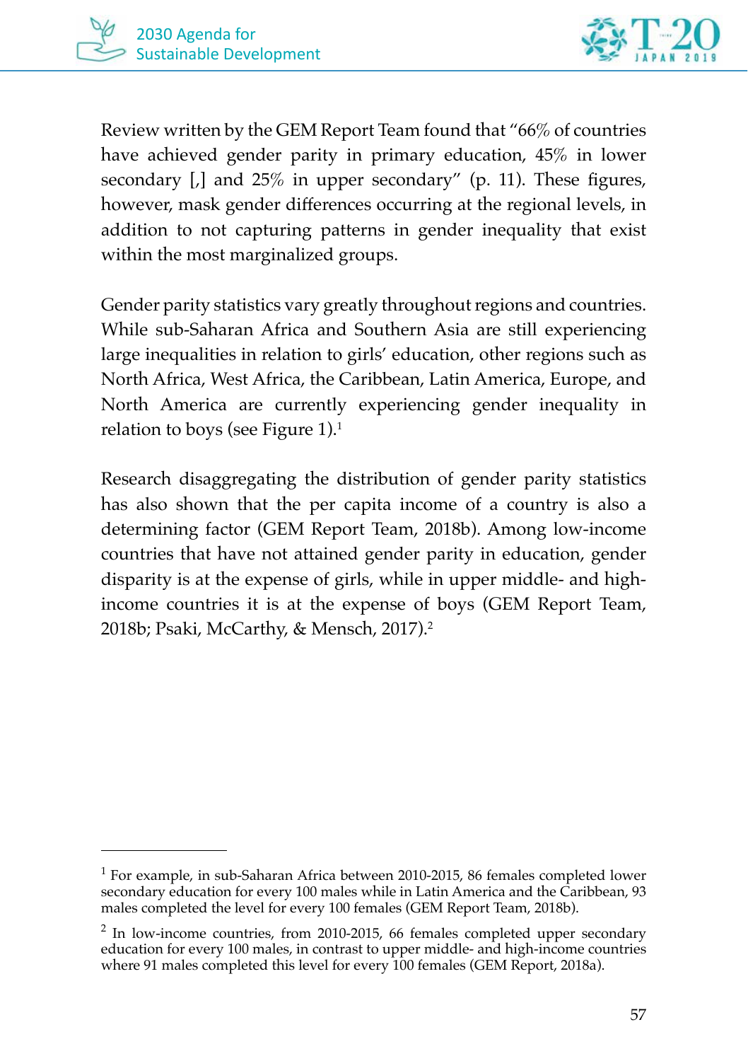Review written by the GEM Report Team found that "66% of countries have achieved gender parity in primary education, 45% in lower secondary [,] and 25% in upper secondary" (p. 11). These figures, however, mask gender differences occurring at the regional levels, in addition to not capturing patterns in gender inequality that exist within the most marginalized groups.

Gender parity statistics vary greatly throughout regions and countries. While sub-Saharan Africa and Southern Asia are still experiencing large inequalities in relation to girls' education, other regions such as North Africa, West Africa, the Caribbean, Latin America, Europe, and North America are currently experiencing gender inequality in relation to boys (see Figure 1).[1]

Research disaggregating the distribution of gender parity statistics has also shown that the per capita income of a country is also a determining factor (GEM Report Team, 2018b). Among low-income countries that have not attained gender parity in education, gender disparity is at the expense of girls, while in upper middle- and high-income countries it is at the expense of boys (GEM Report Team, 2018b; Psaki, McCarthy, & Mensch, 2017).[2]

---

[1] For example, in sub-Saharan Africa between 2010-2015, 86 females completed lower secondary education for every 100 males while in Latin America and the Caribbean, 93 males completed the level for every 100 females (GEM Report Team, 2018b).

[2] In low-income countries, from 2010-2015, 66 females completed upper secondary education for every 100 males, in contrast to upper middle- and high-income countries where 91 males completed this level for every 100 females (GEM Report, 2018a).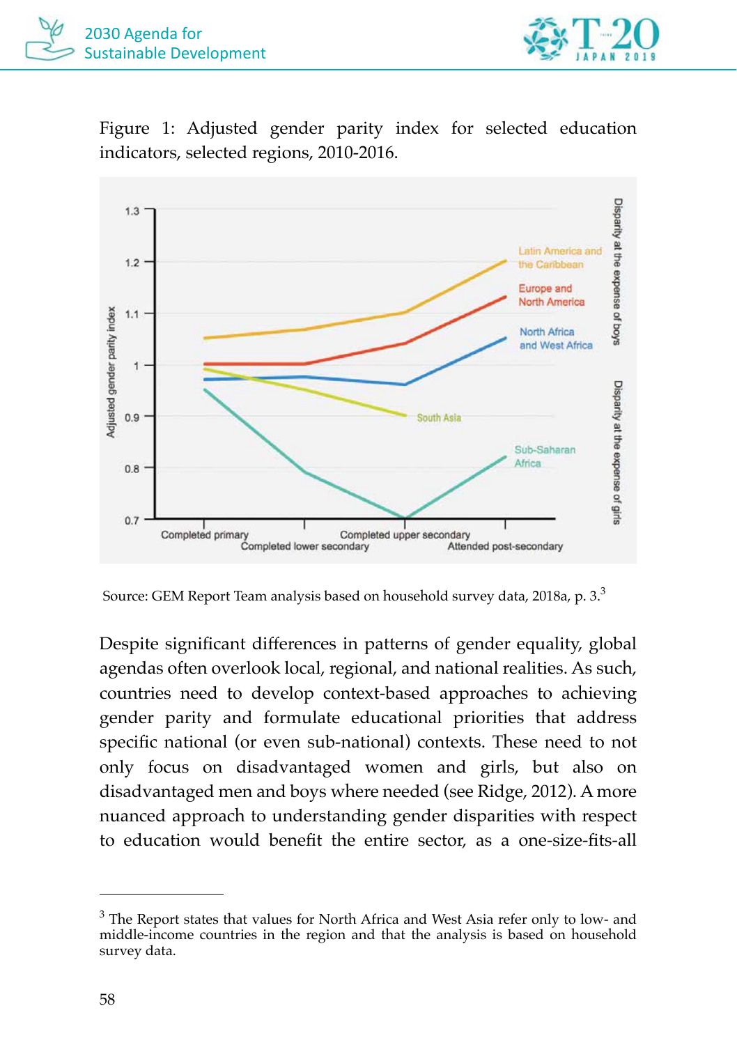Figure 1: Adjusted gender parity index for selected education indicators, selected regions, 2010-2016.

Source: GEM Report Team analysis based on household survey data, 2018a, p. 3.[3]

Despite significant differences in patterns of gender equality, global agendas often overlook local, regional, and national realities. As such, countries need to develop context-based approaches to achieving gender parity and formulate educational priorities that address specific national (or even sub-national) contexts. These need to not only focus on disadvantaged women and girls, but also on disadvantaged men and boys where needed (see Ridge, 2012). A more nuanced approach to understanding gender disparities with respect to education would benefit the entire sector, as a one-size-fits-all

[3] The Report states that values for North Africa and West Asia refer only to low- and middle-income countries in the region and that the analysis is based on household survey data.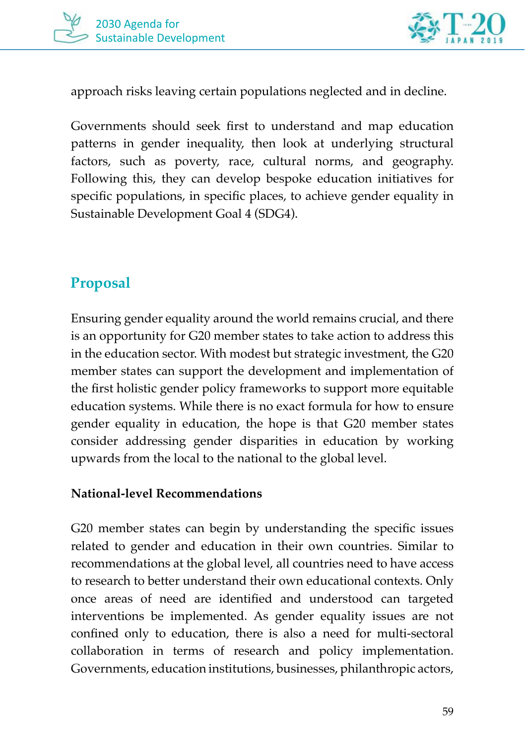approach risks leaving certain populations neglected and in decline.

Governments should seek first to understand and map education patterns in gender inequality, then look at underlying structural factors, such as poverty, race, cultural norms, and geography. Following this, they can develop bespoke education initiatives for specific populations, in specific places, to achieve gender equality in Sustainable Development Goal 4 (SDG4).

## Proposal

Ensuring gender equality around the world remains crucial, and there is an opportunity for G20 member states to take action to address this in the education sector. With modest but strategic investment, the G20 member states can support the development and implementation of the first holistic gender policy frameworks to support more equitable education systems. While there is no exact formula for how to ensure gender equality in education, the hope is that G20 member states consider addressing gender disparities in education by working upwards from the local to the national to the global level.

### National-level Recommendations

G20 member states can begin by understanding the specific issues related to gender and education in their own countries. Similar to recommendations at the global level, all countries need to have access to research to better understand their own educational contexts. Only once areas of need are identified and understood can targeted interventions be implemented. As gender equality issues are not confined only to education, there is also a need for multi-sectoral collaboration in terms of research and policy implementation. Governments, education institutions, businesses, philanthropic actors,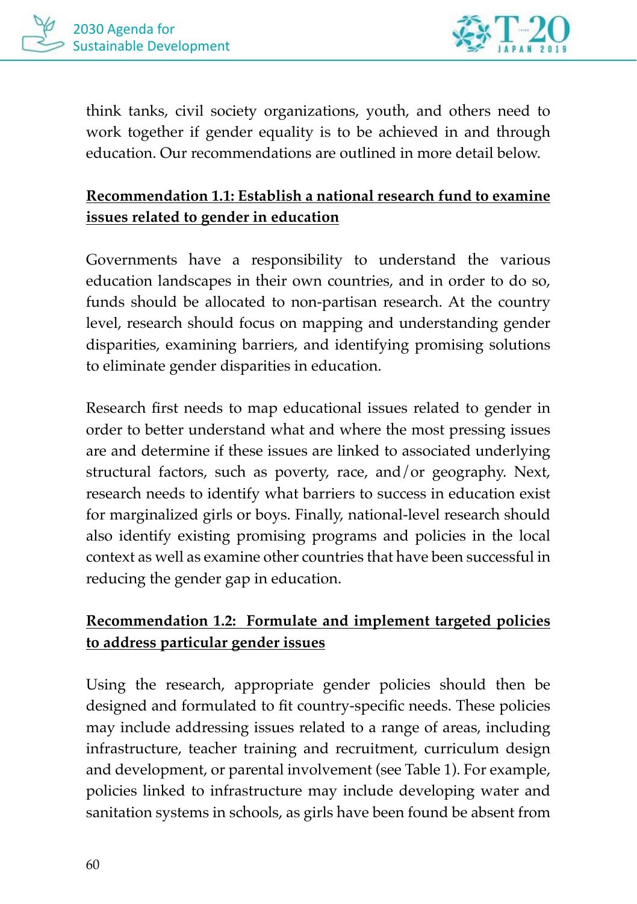think tanks, civil society organizations, youth, and others need to work together if gender equality is to be achieved in and through education. Our recommendations are outlined in more detail below.

**Recommendation 1.1: Establish a national research fund to examine issues related to gender in education**

Governments have a responsibility to understand the various education landscapes in their own countries, and in order to do so, funds should be allocated to non-partisan research. At the country level, research should focus on mapping and understanding gender disparities, examining barriers, and identifying promising solutions to eliminate gender disparities in education.

Research first needs to map educational issues related to gender in order to better understand what and where the most pressing issues are and determine if these issues are linked to associated underlying structural factors, such as poverty, race, and/or geography. Next, research needs to identify what barriers to success in education exist for marginalized girls or boys. Finally, national-level research should also identify existing promising programs and policies in the local context as well as examine other countries that have been successful in reducing the gender gap in education.

**Recommendation 1.2: Formulate and implement targeted policies to address particular gender issues**

Using the research, appropriate gender policies should then be designed and formulated to fit country-specific needs. These policies may include addressing issues related to a range of areas, including infrastructure, teacher training and recruitment, curriculum design and development, or parental involvement (see Table 1). For example, policies linked to infrastructure may include developing water and sanitation systems in schools, as girls have been found be absent from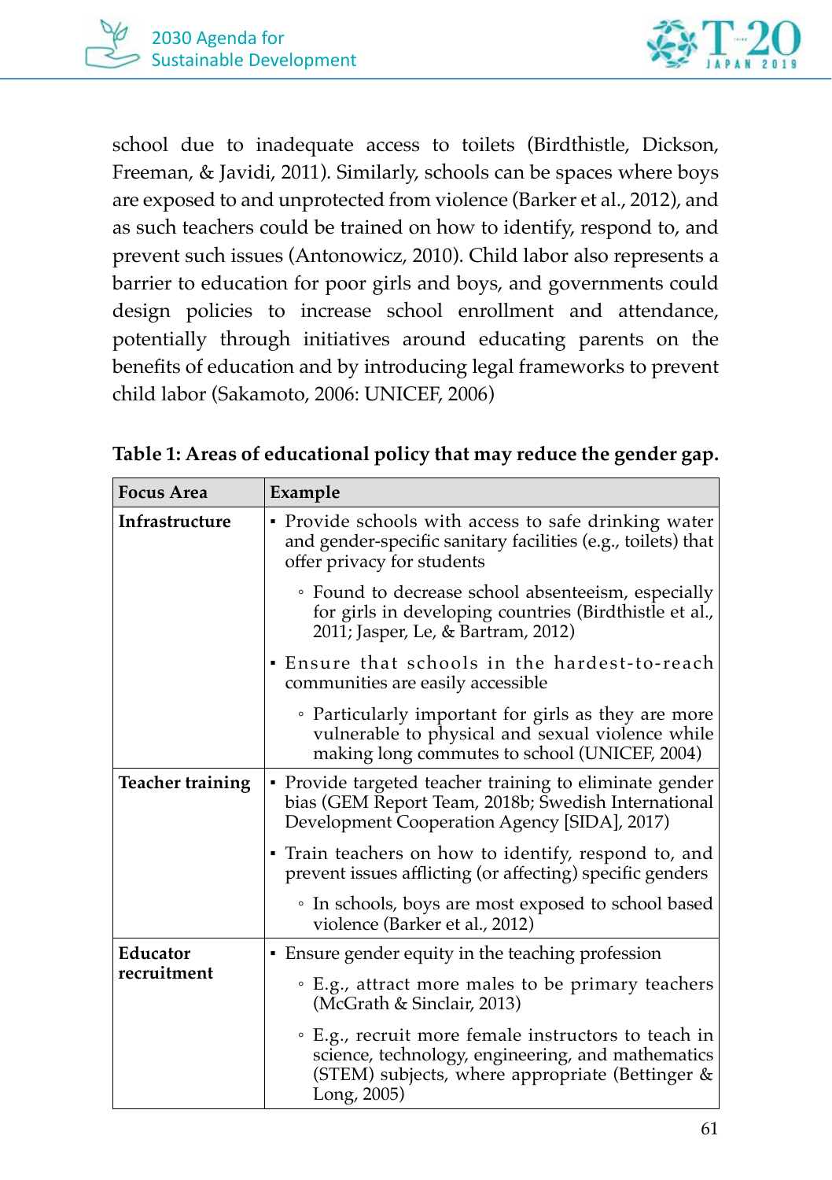school due to inadequate access to toilets (Birdthistle, Dickson, Freeman, & Javidi, 2011). Similarly, schools can be spaces where boys are exposed to and unprotected from violence (Barker et al., 2012), and as such teachers could be trained on how to identify, respond to, and prevent such issues (Antonowicz, 2010). Child labor also represents a barrier to education for poor girls and boys, and governments could design policies to increase school enrollment and attendance, potentially through initiatives around educating parents on the benefits of education and by introducing legal frameworks to prevent child labor (Sakamoto, 2006: UNICEF, 2006)

**Table 1: Areas of educational policy that may reduce the gender gap.**

| Focus Area | Example |
|---|---|
| **Infrastructure** | ▪ Provide schools with access to safe drinking water and gender-specific sanitary facilities (e.g., toilets) that offer privacy for students<br>◦ Found to decrease school absenteeism, especially for girls in developing countries (Birdthistle et al., 2011; Jasper, Le, & Bartram, 2012)<br>▪ Ensure that schools in the hardest-to-reach communities are easily accessible<br>◦ Particularly important for girls as they are more vulnerable to physical and sexual violence while making long commutes to school (UNICEF, 2004) |
| **Teacher training** | ▪ Provide targeted teacher training to eliminate gender bias (GEM Report Team, 2018b; Swedish International Development Cooperation Agency [SIDA], 2017)<br>▪ Train teachers on how to identify, respond to, and prevent issues afflicting (or affecting) specific genders<br>◦ In schools, boys are most exposed to school based violence (Barker et al., 2012) |
| **Educator recruitment** | ▪ Ensure gender equity in the teaching profession<br>◦ E.g., attract more males to be primary teachers (McGrath & Sinclair, 2013)<br>◦ E.g., recruit more female instructors to teach in science, technology, engineering, and mathematics (STEM) subjects, where appropriate (Bettinger & Long, 2005) |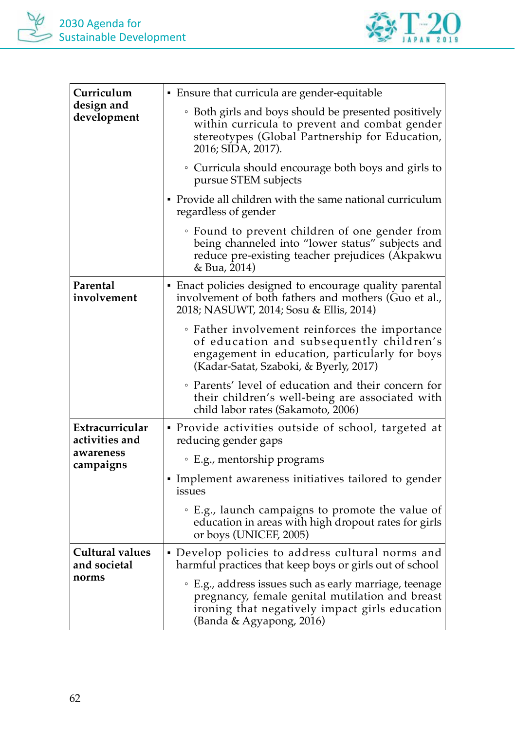| | |
|---|---|
| **Curriculum design and development** | ▪ Ensure that curricula are gender-equitable<br>◦ Both girls and boys should be presented positively within curricula to prevent and combat gender stereotypes (Global Partnership for Education, 2016; SIDA, 2017).<br>◦ Curricula should encourage both boys and girls to pursue STEM subjects<br>▪ Provide all children with the same national curriculum regardless of gender<br>◦ Found to prevent children of one gender from being channeled into "lower status" subjects and reduce pre-existing teacher prejudices (Akpakwu & Bua, 2014) |
| **Parental involvement** | ▪ Enact policies designed to encourage quality parental involvement of both fathers and mothers (Guo et al., 2018; NASUWT, 2014; Sosu & Ellis, 2014)<br>◦ Father involvement reinforces the importance of education and subsequently children's engagement in education, particularly for boys (Kadar-Satat, Szaboki, & Byerly, 2017)<br>◦ Parents' level of education and their concern for their children's well-being are associated with child labor rates (Sakamoto, 2006) |
| **Extracurricular activities and awareness campaigns** | ▪ Provide activities outside of school, targeted at reducing gender gaps<br>◦ E.g., mentorship programs<br>▪ Implement awareness initiatives tailored to gender issues<br>◦ E.g., launch campaigns to promote the value of education in areas with high dropout rates for girls or boys (UNICEF, 2005) |
| **Cultural values and societal norms** | ▪ Develop policies to address cultural norms and harmful practices that keep boys or girls out of school<br>◦ E.g., address issues such as early marriage, teenage pregnancy, female genital mutilation and breast ironing that negatively impact girls education (Banda & Agyapong, 2016) |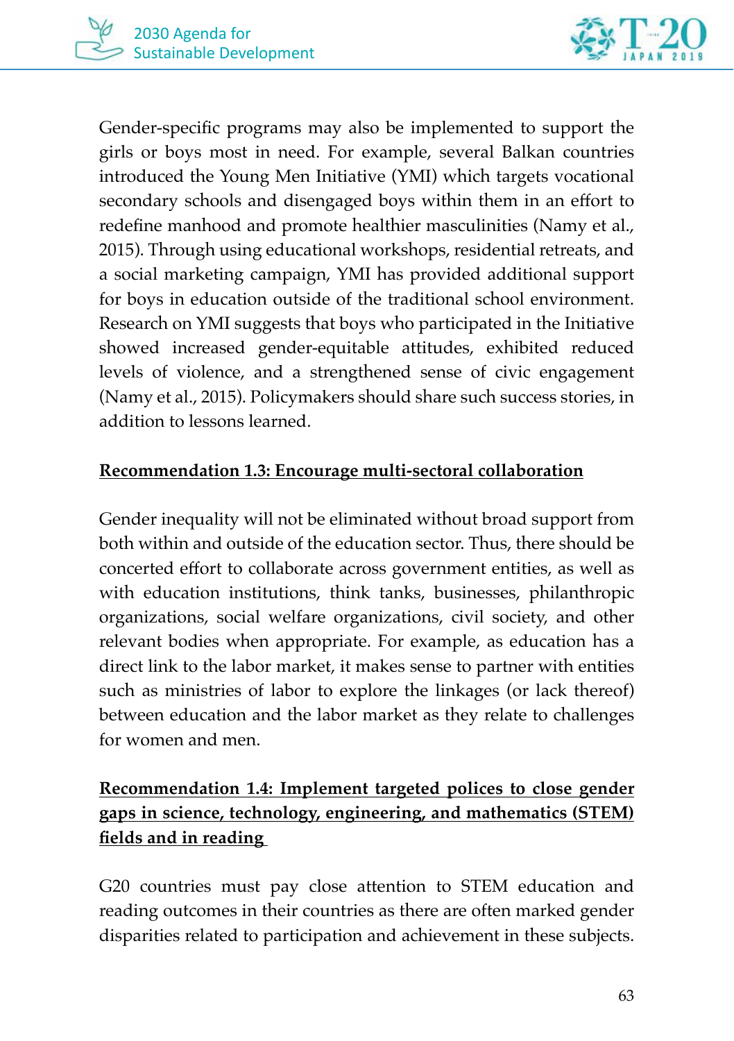Gender-specific programs may also be implemented to support the girls or boys most in need. For example, several Balkan countries introduced the Young Men Initiative (YMI) which targets vocational secondary schools and disengaged boys within them in an effort to redefine manhood and promote healthier masculinities (Namy et al., 2015). Through using educational workshops, residential retreats, and a social marketing campaign, YMI has provided additional support for boys in education outside of the traditional school environment. Research on YMI suggests that boys who participated in the Initiative showed increased gender-equitable attitudes, exhibited reduced levels of violence, and a strengthened sense of civic engagement (Namy et al., 2015). Policymakers should share such success stories, in addition to lessons learned.

**Recommendation 1.3: Encourage multi-sectoral collaboration**

Gender inequality will not be eliminated without broad support from both within and outside of the education sector. Thus, there should be concerted effort to collaborate across government entities, as well as with education institutions, think tanks, businesses, philanthropic organizations, social welfare organizations, civil society, and other relevant bodies when appropriate. For example, as education has a direct link to the labor market, it makes sense to partner with entities such as ministries of labor to explore the linkages (or lack thereof) between education and the labor market as they relate to challenges for women and men.

**Recommendation 1.4: Implement targeted polices to close gender gaps in science, technology, engineering, and mathematics (STEM) fields and in reading**

G20 countries must pay close attention to STEM education and reading outcomes in their countries as there are often marked gender disparities related to participation and achievement in these subjects.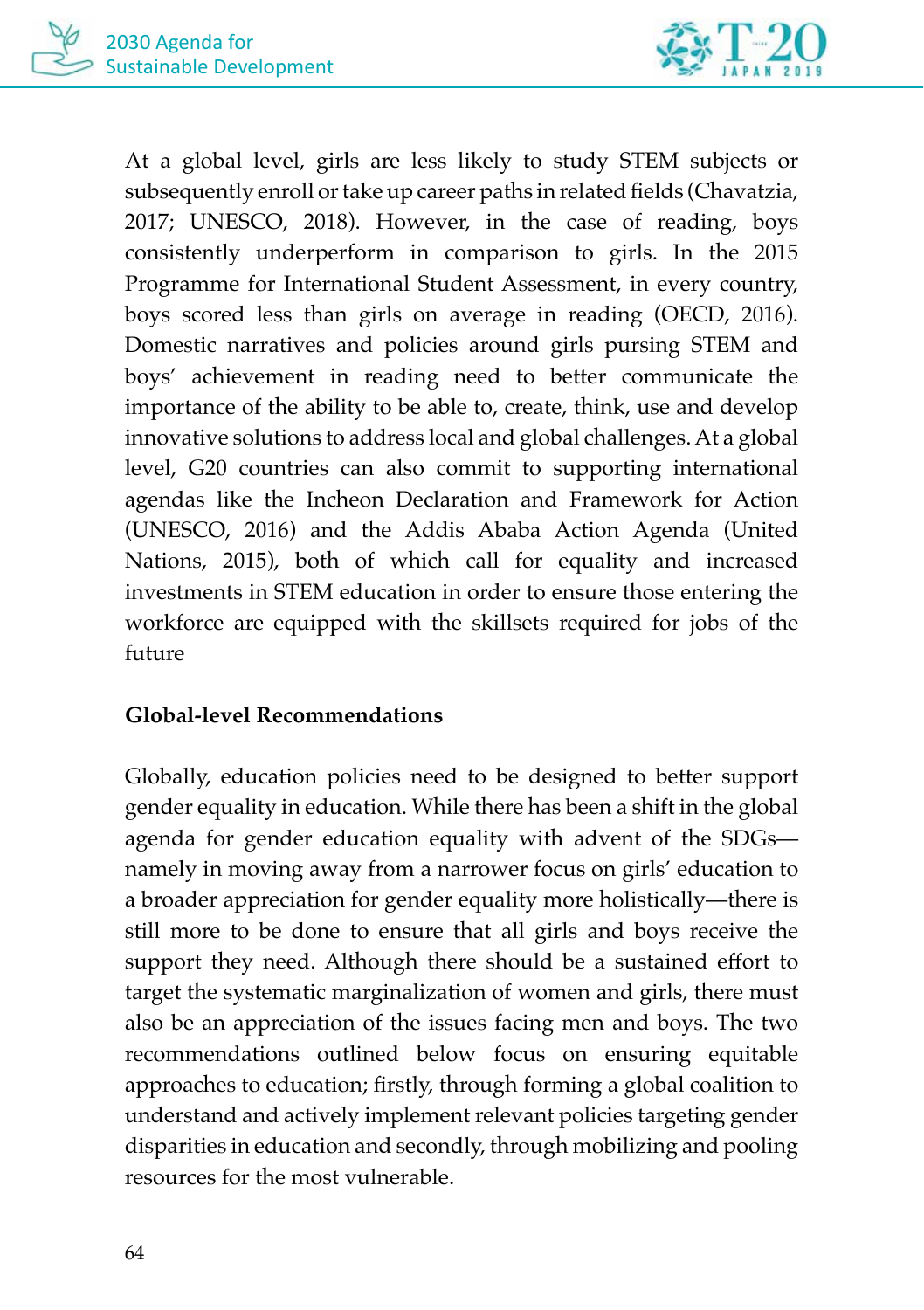At a global level, girls are less likely to study STEM subjects or subsequently enroll or take up career paths in related fields (Chavatzia, 2017; UNESCO, 2018). However, in the case of reading, boys consistently underperform in comparison to girls. In the 2015 Programme for International Student Assessment, in every country, boys scored less than girls on average in reading (OECD, 2016). Domestic narratives and policies around girls pursing STEM and boys' achievement in reading need to better communicate the importance of the ability to be able to, create, think, use and develop innovative solutions to address local and global challenges. At a global level, G20 countries can also commit to supporting international agendas like the Incheon Declaration and Framework for Action (UNESCO, 2016) and the Addis Ababa Action Agenda (United Nations, 2015), both of which call for equality and increased investments in STEM education in order to ensure those entering the workforce are equipped with the skillsets required for jobs of the future

**Global-level Recommendations**

Globally, education policies need to be designed to better support gender equality in education. While there has been a shift in the global agenda for gender education equality with advent of the SDGs—namely in moving away from a narrower focus on girls' education to a broader appreciation for gender equality more holistically—there is still more to be done to ensure that all girls and boys receive the support they need. Although there should be a sustained effort to target the systematic marginalization of women and girls, there must also be an appreciation of the issues facing men and boys. The two recommendations outlined below focus on ensuring equitable approaches to education; firstly, through forming a global coalition to understand and actively implement relevant policies targeting gender disparities in education and secondly, through mobilizing and pooling resources for the most vulnerable.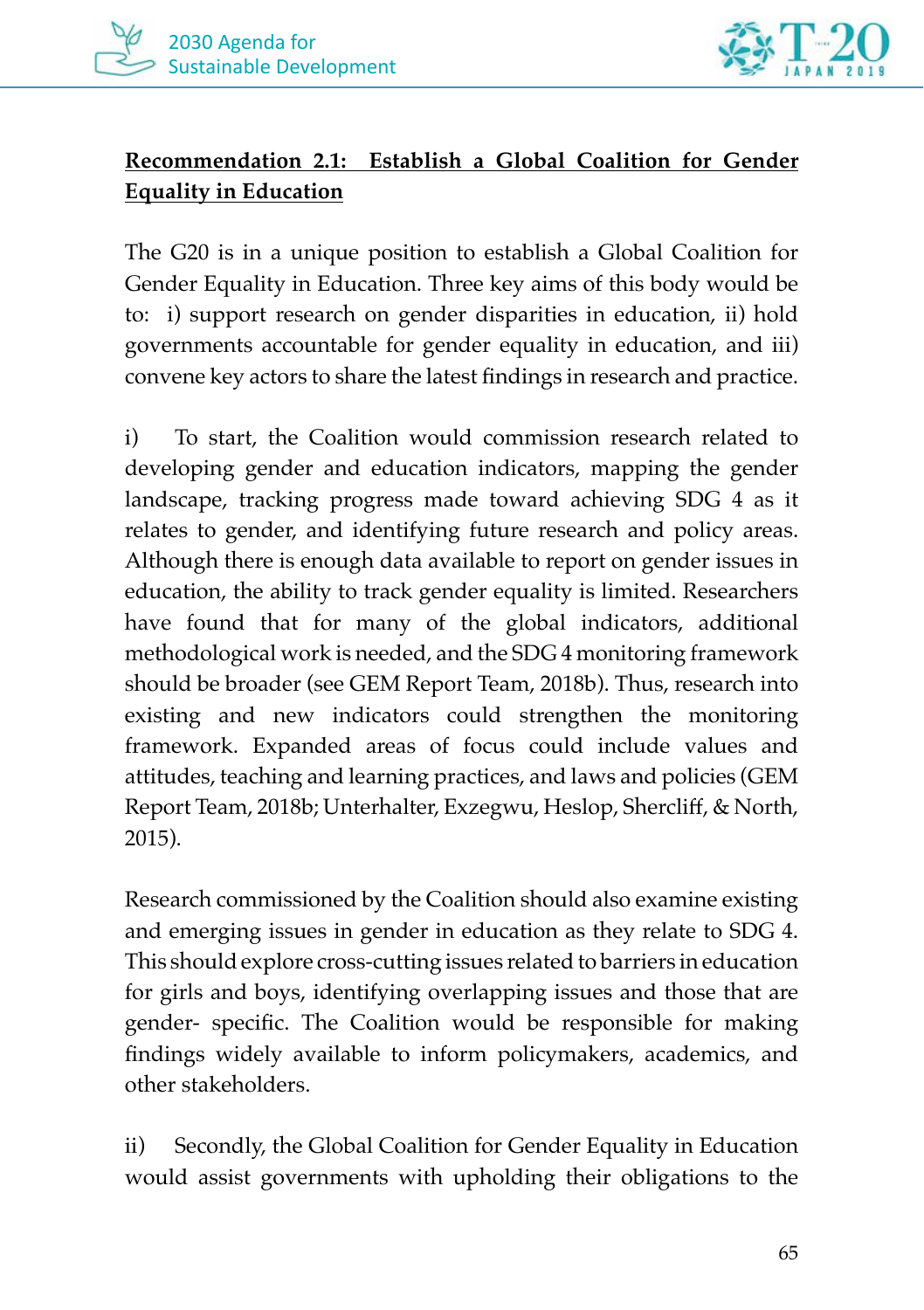**Recommendation 2.1: Establish a Global Coalition for Gender Equality in Education**

The G20 is in a unique position to establish a Global Coalition for Gender Equality in Education. Three key aims of this body would be to: i) support research on gender disparities in education, ii) hold governments accountable for gender equality in education, and iii) convene key actors to share the latest findings in research and practice.

i) To start, the Coalition would commission research related to developing gender and education indicators, mapping the gender landscape, tracking progress made toward achieving SDG 4 as it relates to gender, and identifying future research and policy areas. Although there is enough data available to report on gender issues in education, the ability to track gender equality is limited. Researchers have found that for many of the global indicators, additional methodological work is needed, and the SDG 4 monitoring framework should be broader (see GEM Report Team, 2018b). Thus, research into existing and new indicators could strengthen the monitoring framework. Expanded areas of focus could include values and attitudes, teaching and learning practices, and laws and policies (GEM Report Team, 2018b; Unterhalter, Exzegwu, Heslop, Shercliff, & North, 2015).

Research commissioned by the Coalition should also examine existing and emerging issues in gender in education as they relate to SDG 4. This should explore cross-cutting issues related to barriers in education for girls and boys, identifying overlapping issues and those that are gender- specific. The Coalition would be responsible for making findings widely available to inform policymakers, academics, and other stakeholders.

ii) Secondly, the Global Coalition for Gender Equality in Education would assist governments with upholding their obligations to the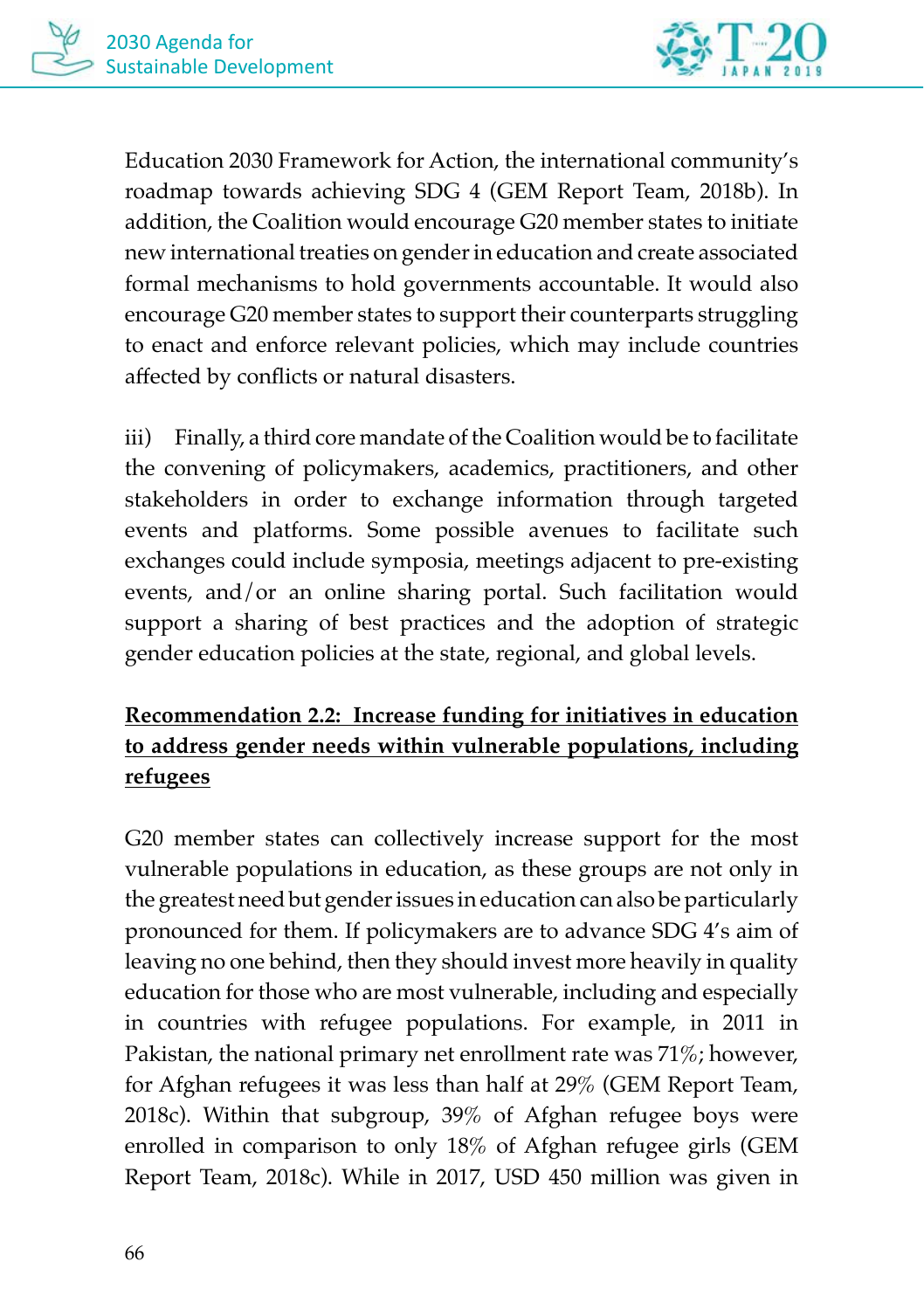Education 2030 Framework for Action, the international community's roadmap towards achieving SDG 4 (GEM Report Team, 2018b). In addition, the Coalition would encourage G20 member states to initiate new international treaties on gender in education and create associated formal mechanisms to hold governments accountable. It would also encourage G20 member states to support their counterparts struggling to enact and enforce relevant policies, which may include countries affected by conflicts or natural disasters.

iii) Finally, a third core mandate of the Coalition would be to facilitate the convening of policymakers, academics, practitioners, and other stakeholders in order to exchange information through targeted events and platforms. Some possible avenues to facilitate such exchanges could include symposia, meetings adjacent to pre-existing events, and/or an online sharing portal. Such facilitation would support a sharing of best practices and the adoption of strategic gender education policies at the state, regional, and global levels.

**Recommendation 2.2: Increase funding for initiatives in education to address gender needs within vulnerable populations, including refugees**

G20 member states can collectively increase support for the most vulnerable populations in education, as these groups are not only in the greatest need but gender issues in education can also be particularly pronounced for them. If policymakers are to advance SDG 4's aim of leaving no one behind, then they should invest more heavily in quality education for those who are most vulnerable, including and especially in countries with refugee populations. For example, in 2011 in Pakistan, the national primary net enrollment rate was 71%; however, for Afghan refugees it was less than half at 29% (GEM Report Team, 2018c). Within that subgroup, 39% of Afghan refugee boys were enrolled in comparison to only 18% of Afghan refugee girls (GEM Report Team, 2018c). While in 2017, USD 450 million was given in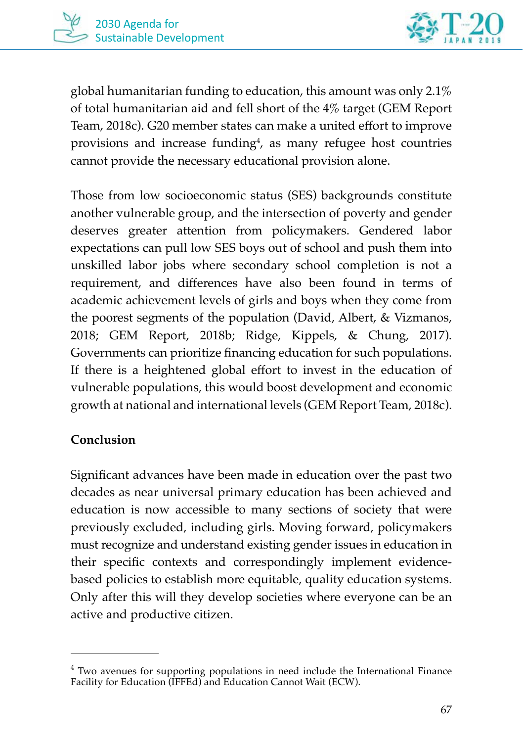global humanitarian funding to education, this amount was only 2.1% of total humanitarian aid and fell short of the 4% target (GEM Report Team, 2018c). G20 member states can make a united effort to improve provisions and increase funding[4], as many refugee host countries cannot provide the necessary educational provision alone.

Those from low socioeconomic status (SES) backgrounds constitute another vulnerable group, and the intersection of poverty and gender deserves greater attention from policymakers. Gendered labor expectations can pull low SES boys out of school and push them into unskilled labor jobs where secondary school completion is not a requirement, and differences have also been found in terms of academic achievement levels of girls and boys when they come from the poorest segments of the population (David, Albert, & Vizmanos, 2018; GEM Report, 2018b; Ridge, Kippels, & Chung, 2017). Governments can prioritize financing education for such populations. If there is a heightened global effort to invest in the education of vulnerable populations, this would boost development and economic growth at national and international levels (GEM Report Team, 2018c).

## Conclusion

Significant advances have been made in education over the past two decades as near universal primary education has been achieved and education is now accessible to many sections of society that were previously excluded, including girls. Moving forward, policymakers must recognize and understand existing gender issues in education in their specific contexts and correspondingly implement evidence-based policies to establish more equitable, quality education systems. Only after this will they develop societies where everyone can be an active and productive citizen.

---

[4] Two avenues for supporting populations in need include the International Finance Facility for Education (IFFEd) and Education Cannot Wait (ECW).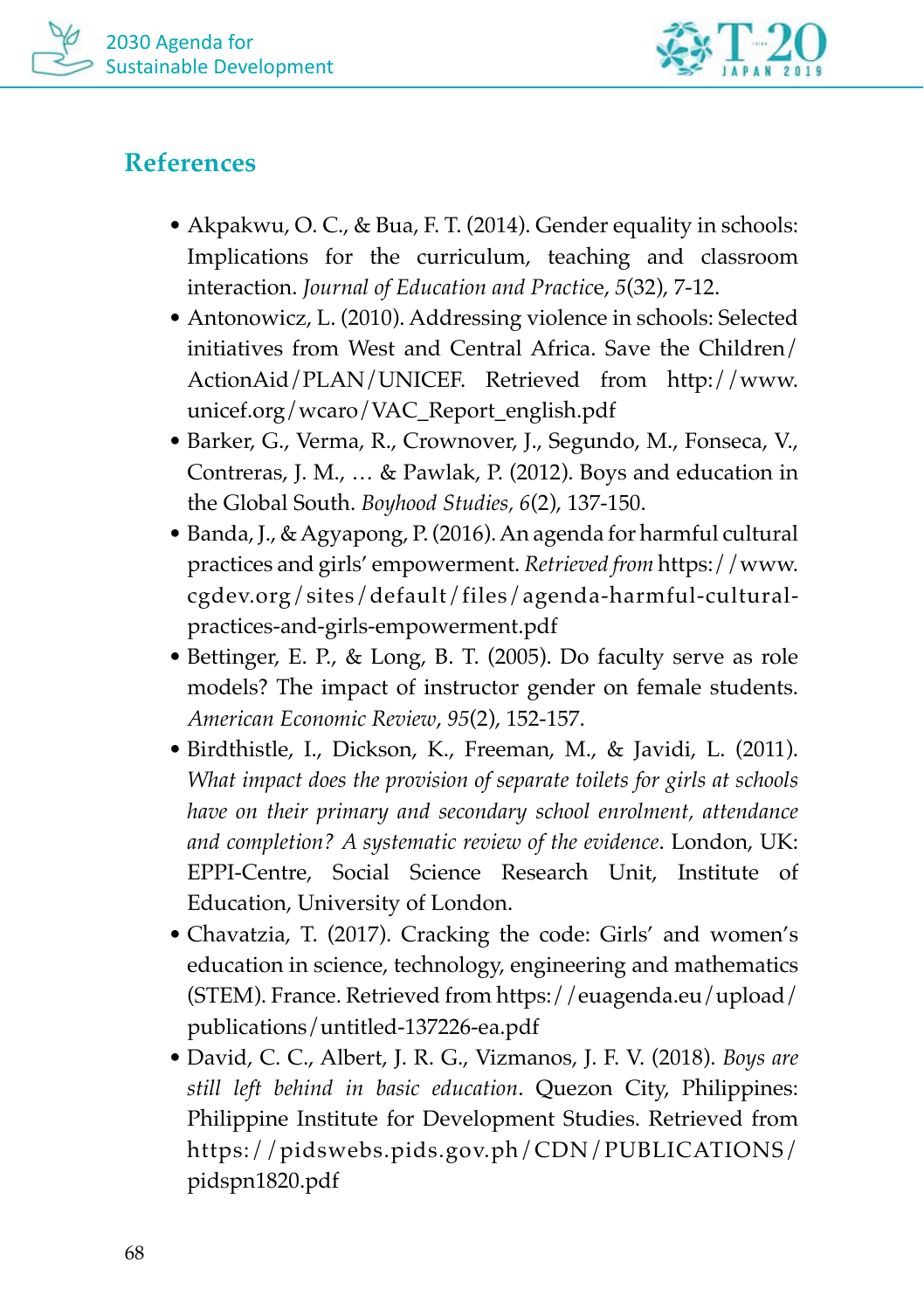## References

- Akpakwu, O. C., & Bua, F. T. (2014). Gender equality in schools: Implications for the curriculum, teaching and classroom interaction. *Journal of Education and Practice*, *5*(32), 7-12.
- Antonowicz, L. (2010). Addressing violence in schools: Selected initiatives from West and Central Africa. Save the Children/ ActionAid/PLAN/UNICEF. Retrieved from http://www.unicef.org/wcaro/VAC_Report_english.pdf
- Barker, G., Verma, R., Crownover, J., Segundo, M., Fonseca, V., Contreras, J. M., … & Pawlak, P. (2012). Boys and education in the Global South. *Boyhood Studies, 6*(2), 137-150.
- Banda, J., & Agyapong, P. (2016). An agenda for harmful cultural practices and girls' empowerment. *Retrieved from* https://www.cgdev.org/sites/default/files/agenda-harmful-cultural-practices-and-girls-empowerment.pdf
- Bettinger, E. P., & Long, B. T. (2005). Do faculty serve as role models? The impact of instructor gender on female students. *American Economic Review*, *95*(2), 152-157.
- Birdthistle, I., Dickson, K., Freeman, M., & Javidi, L. (2011). *What impact does the provision of separate toilets for girls at schools have on their primary and secondary school enrolment, attendance and completion? A systematic review of the evidence*. London, UK: EPPI-Centre, Social Science Research Unit, Institute of Education, University of London.
- Chavatzia, T. (2017). Cracking the code: Girls' and women's education in science, technology, engineering and mathematics (STEM). France. Retrieved from https://euagenda.eu/upload/publications/untitled-137226-ea.pdf
- David, C. C., Albert, J. R. G., Vizmanos, J. F. V. (2018). *Boys are still left behind in basic education*. Quezon City, Philippines: Philippine Institute for Development Studies. Retrieved from https://pidswebs.pids.gov.ph/CDN/PUBLICATIONS/pidspn1820.pdf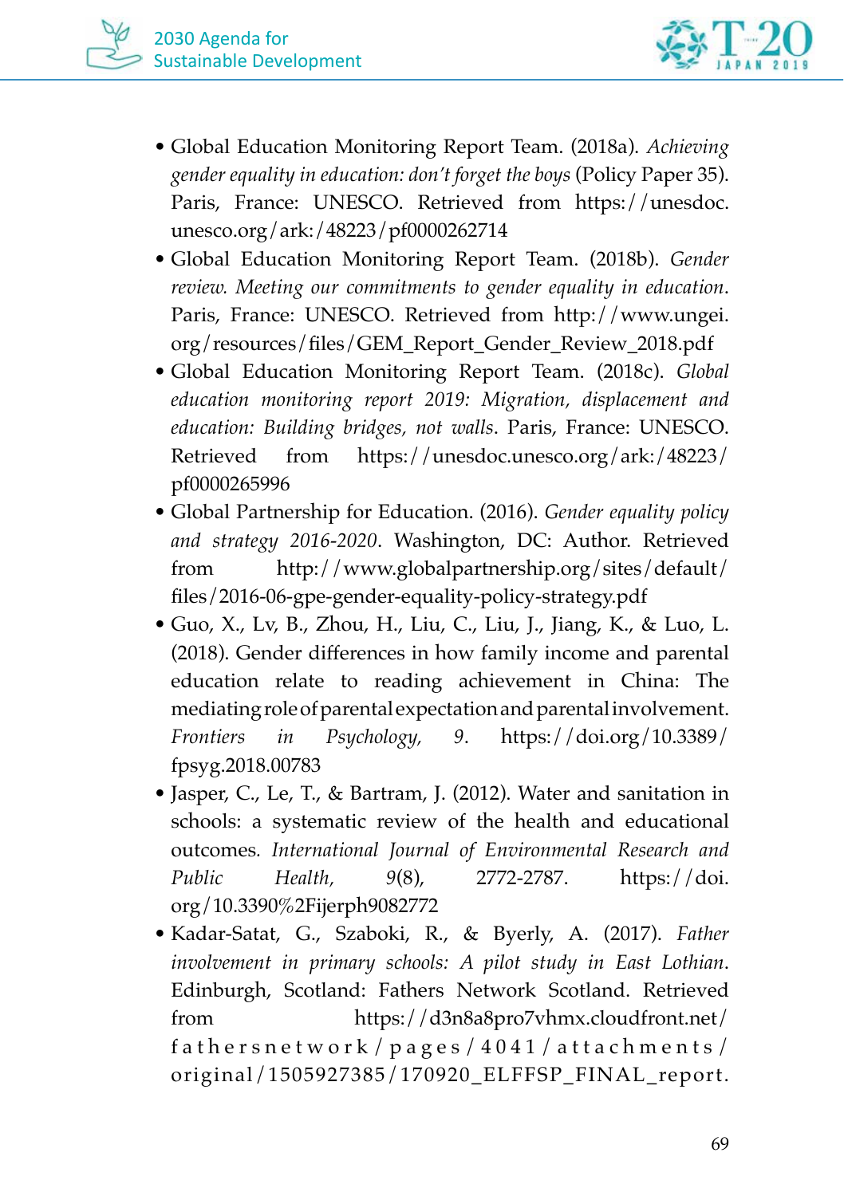- Global Education Monitoring Report Team. (2018a). *Achieving gender equality in education: don't forget the boys* (Policy Paper 35). Paris, France: UNESCO. Retrieved from https://unesdoc.unesco.org/ark:/48223/pf0000262714
- Global Education Monitoring Report Team. (2018b). *Gender review. Meeting our commitments to gender equality in education*. Paris, France: UNESCO. Retrieved from http://www.ungei.org/resources/files/GEM_Report_Gender_Review_2018.pdf
- Global Education Monitoring Report Team. (2018c). *Global education monitoring report 2019: Migration, displacement and education: Building bridges, not walls*. Paris, France: UNESCO. Retrieved from https://unesdoc.unesco.org/ark:/48223/pf0000265996
- Global Partnership for Education. (2016). *Gender equality policy and strategy 2016-2020*. Washington, DC: Author. Retrieved from http://www.globalpartnership.org/sites/default/files/2016-06-gpe-gender-equality-policy-strategy.pdf
- Guo, X., Lv, B., Zhou, H., Liu, C., Liu, J., Jiang, K., & Luo, L. (2018). Gender differences in how family income and parental education relate to reading achievement in China: The mediating role of parental expectation and parental involvement. *Frontiers in Psychology, 9*. https://doi.org/10.3389/fpsyg.2018.00783
- Jasper, C., Le, T., & Bartram, J. (2012). Water and sanitation in schools: a systematic review of the health and educational outcomes. *International Journal of Environmental Research and Public Health, 9*(8), 2772-2787. https://doi.org/10.3390%2Fijerph9082772
- Kadar-Satat, G., Szaboki, R., & Byerly, A. (2017). *Father involvement in primary schools: A pilot study in East Lothian*. Edinburgh, Scotland: Fathers Network Scotland. Retrieved from https://d3n8a8pro7vhmx.cloudfront.net/fathersnetwork/pages/4041/attachments/original/1505927385/170920_ELFFSP_FINAL_report.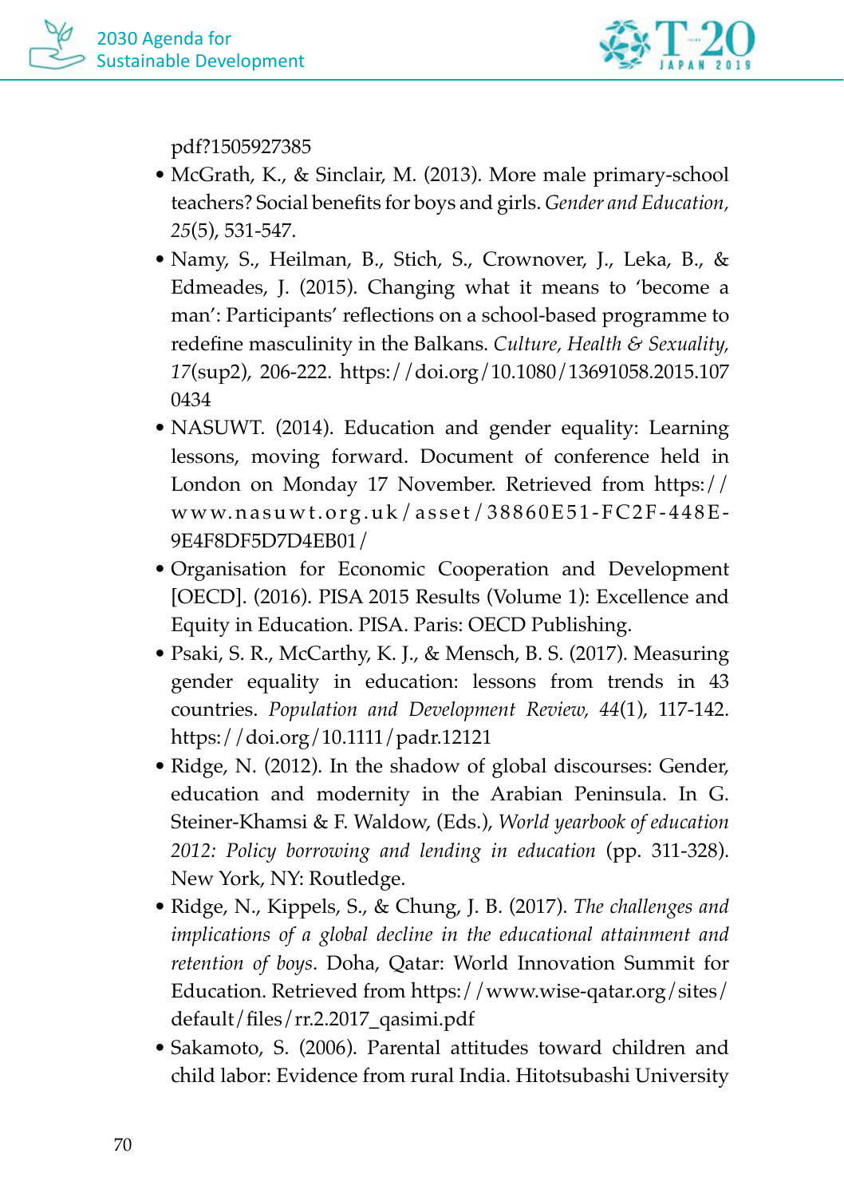pdf?1505927385

- McGrath, K., & Sinclair, M. (2013). More male primary-school teachers? Social benefits for boys and girls. *Gender and Education, 25*(5), 531-547.
- Namy, S., Heilman, B., Stich, S., Crownover, J., Leka, B., & Edmeades, J. (2015). Changing what it means to 'become a man': Participants' reflections on a school-based programme to redefine masculinity in the Balkans. *Culture, Health & Sexuality, 17*(sup2), 206-222. https://doi.org/10.1080/13691058.2015.1070434
- NASUWT. (2014). Education and gender equality: Learning lessons, moving forward. Document of conference held in London on Monday 17 November. Retrieved from https://www.nasuwt.org.uk/asset/38860E51-FC2F-448E-9E4F8DF5D7D4EB01/
- Organisation for Economic Cooperation and Development [OECD]. (2016). PISA 2015 Results (Volume 1): Excellence and Equity in Education. PISA. Paris: OECD Publishing.
- Psaki, S. R., McCarthy, K. J., & Mensch, B. S. (2017). Measuring gender equality in education: lessons from trends in 43 countries. *Population and Development Review, 44*(1), 117-142. https://doi.org/10.1111/padr.12121
- Ridge, N. (2012). In the shadow of global discourses: Gender, education and modernity in the Arabian Peninsula. In G. Steiner-Khamsi & F. Waldow, (Eds.), *World yearbook of education 2012: Policy borrowing and lending in education* (pp. 311-328). New York, NY: Routledge.
- Ridge, N., Kippels, S., & Chung, J. B. (2017). *The challenges and implications of a global decline in the educational attainment and retention of boys*. Doha, Qatar: World Innovation Summit for Education. Retrieved from https://www.wise-qatar.org/sites/default/files/rr.2.2017_qasimi.pdf
- Sakamoto, S. (2006). Parental attitudes toward children and child labor: Evidence from rural India. Hitotsubashi University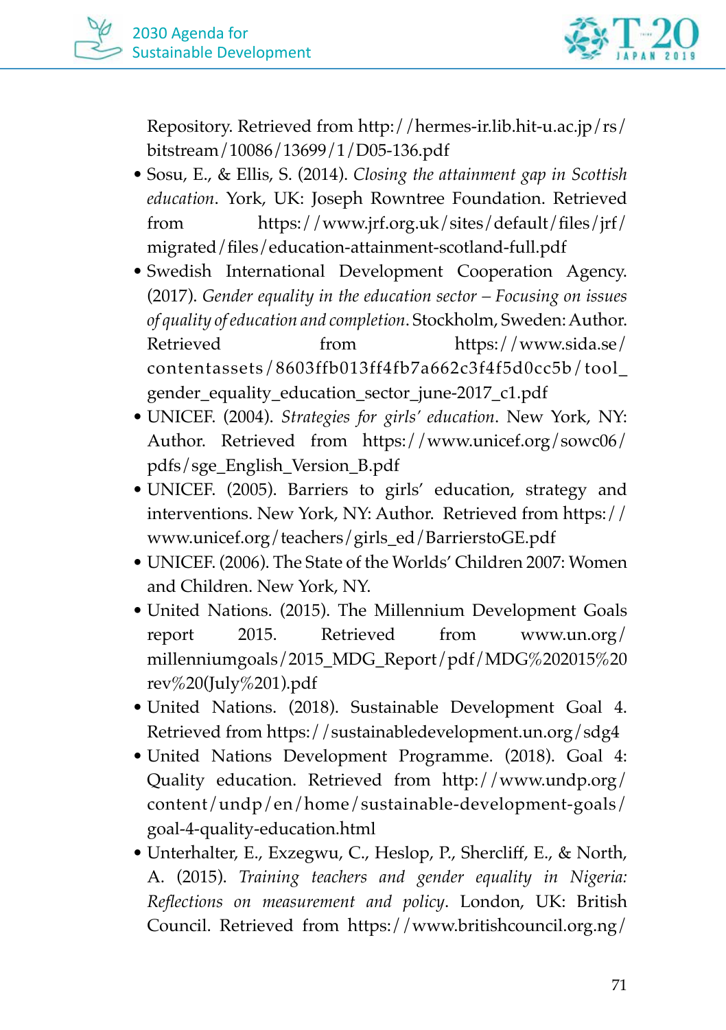Repository. Retrieved from http://hermes-ir.lib.hit-u.ac.jp/rs/bitstream/10086/13699/1/D05-136.pdf

- Sosu, E., & Ellis, S. (2014). *Closing the attainment gap in Scottish education*. York, UK: Joseph Rowntree Foundation. Retrieved from https://www.jrf.org.uk/sites/default/files/jrf/migrated/files/education-attainment-scotland-full.pdf
- Swedish International Development Cooperation Agency. (2017). *Gender equality in the education sector – Focusing on issues of quality of education and completion*. Stockholm, Sweden: Author. Retrieved from https://www.sida.se/contentassets/8603ffb013ff4fb7a662c3f4f5d0cc5b/tool_gender_equality_education_sector_june-2017_c1.pdf
- UNICEF. (2004). *Strategies for girls' education*. New York, NY: Author. Retrieved from https://www.unicef.org/sowc06/pdfs/sge_English_Version_B.pdf
- UNICEF. (2005). Barriers to girls' education, strategy and interventions. New York, NY: Author. Retrieved from https://www.unicef.org/teachers/girls_ed/BarrierstoGE.pdf
- UNICEF. (2006). The State of the Worlds' Children 2007: Women and Children. New York, NY.
- United Nations. (2015). The Millennium Development Goals report 2015. Retrieved from www.un.org/millenniumgoals/2015_MDG_Report/pdf/MDG%202015%20rev%20(July%201).pdf
- United Nations. (2018). Sustainable Development Goal 4. Retrieved from https://sustainabledevelopment.un.org/sdg4
- United Nations Development Programme. (2018). Goal 4: Quality education. Retrieved from http://www.undp.org/content/undp/en/home/sustainable-development-goals/goal-4-quality-education.html
- Unterhalter, E., Exzegwu, C., Heslop, P., Shercliff, E., & North, A. (2015). *Training teachers and gender equality in Nigeria: Reflections on measurement and policy*. London, UK: British Council. Retrieved from https://www.britishcouncil.org.ng/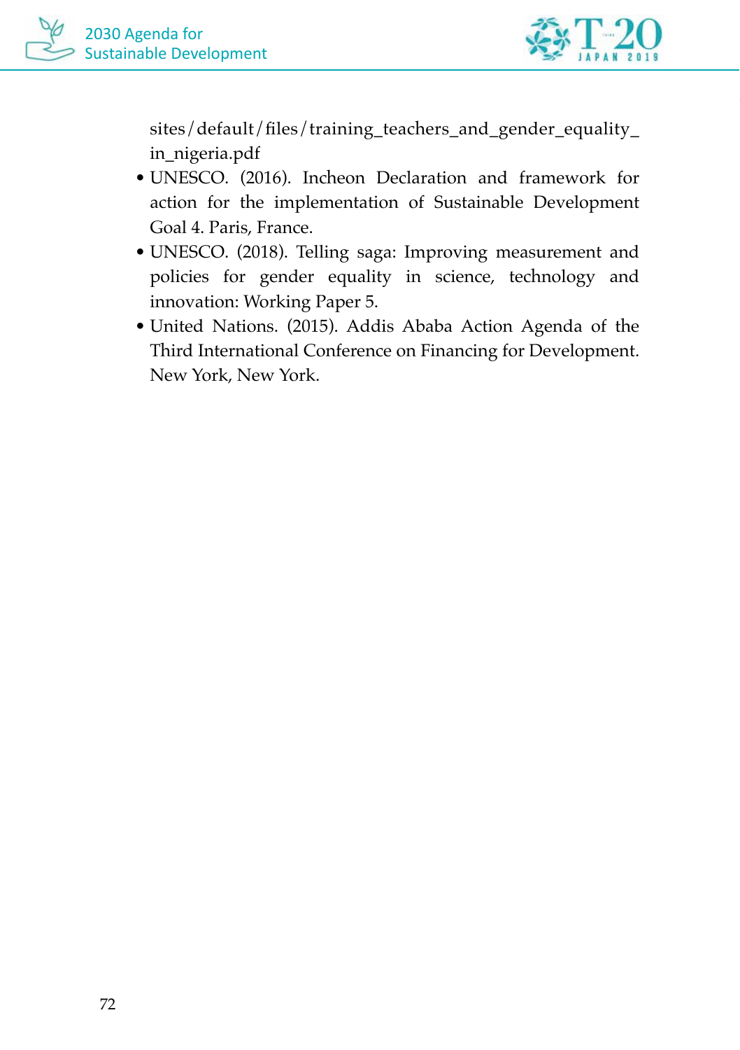sites/default/files/training_teachers_and_gender_equality_in_nigeria.pdf

- UNESCO. (2016). Incheon Declaration and framework for action for the implementation of Sustainable Development Goal 4. Paris, France.
- UNESCO. (2018). Telling saga: Improving measurement and policies for gender equality in science, technology and innovation: Working Paper 5.
- United Nations. (2015). Addis Ababa Action Agenda of the Third International Conference on Financing for Development. New York, New York.